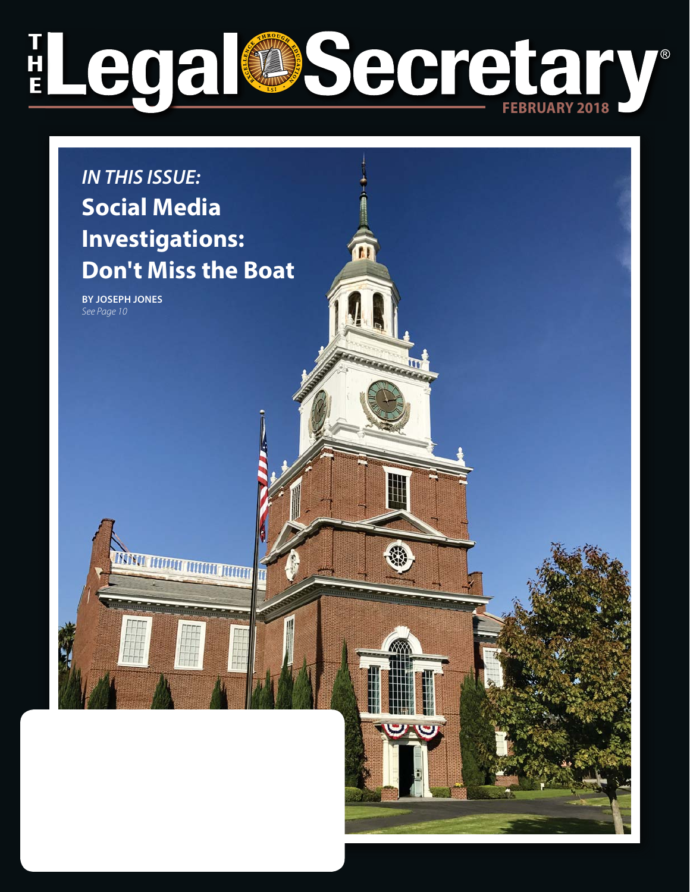# THE Legal Secretary®

EXCELLENCE THROUGH EDUCATION · LSI

FEBRUARY 2018

*IN THIS ISSUE:*

## Social Media Investigations: Don't Miss the Boat

**BY JOSEPH JONES**
*See Page 10*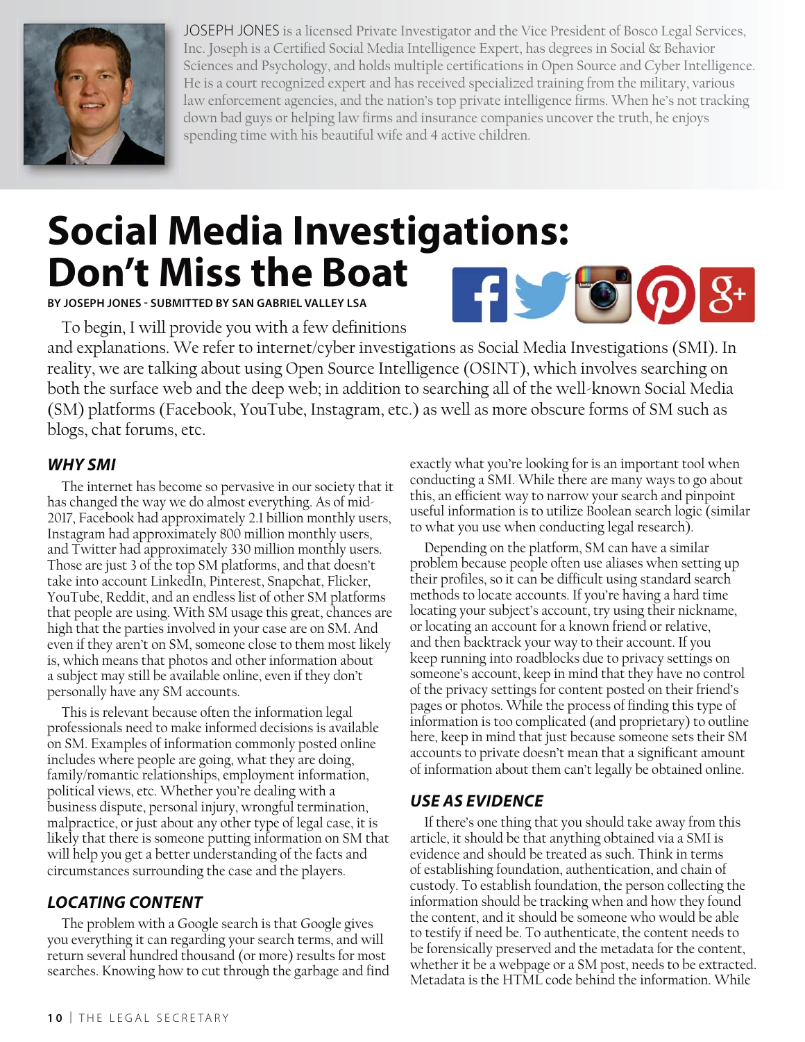JOSEPH JONES is a licensed Private Investigator and the Vice President of Bosco Legal Services, Inc. Joseph is a Certified Social Media Intelligence Expert, has degrees in Social & Behavior Sciences and Psychology, and holds multiple certifications in Open Source and Cyber Intelligence. He is a court recognized expert and has received specialized training from the military, various law enforcement agencies, and the nation's top private intelligence firms. When he's not tracking down bad guys or helping law firms and insurance companies uncover the truth, he enjoys spending time with his beautiful wife and 4 active children.

# Social Media Investigations: Don't Miss the Boat

**BY JOSEPH JONES - SUBMITTED BY SAN GABRIEL VALLEY LSA**

To begin, I will provide you with a few definitions and explanations. We refer to internet/cyber investigations as Social Media Investigations (SMI). In reality, we are talking about using Open Source Intelligence (OSINT), which involves searching on both the surface web and the deep web; in addition to searching all of the well-known Social Media (SM) platforms (Facebook, YouTube, Instagram, etc.) as well as more obscure forms of SM such as blogs, chat forums, etc.

## *WHY SMI*

The internet has become so pervasive in our society that it has changed the way we do almost everything. As of mid-2017, Facebook had approximately 2.1 billion monthly users, Instagram had approximately 800 million monthly users, and Twitter had approximately 330 million monthly users. Those are just 3 of the top SM platforms, and that doesn't take into account LinkedIn, Pinterest, Snapchat, Flicker, YouTube, Reddit, and an endless list of other SM platforms that people are using. With SM usage this great, chances are high that the parties involved in your case are on SM. And even if they aren't on SM, someone close to them most likely is, which means that photos and other information about a subject may still be available online, even if they don't personally have any SM accounts.

This is relevant because often the information legal professionals need to make informed decisions is available on SM. Examples of information commonly posted online includes where people are going, what they are doing, family/romantic relationships, employment information, political views, etc. Whether you're dealing with a business dispute, personal injury, wrongful termination, malpractice, or just about any other type of legal case, it is likely that there is someone putting information on SM that will help you get a better understanding of the facts and circumstances surrounding the case and the players.

## *LOCATING CONTENT*

The problem with a Google search is that Google gives you everything it can regarding your search terms, and will return several hundred thousand (or more) results for most searches. Knowing how to cut through the garbage and find exactly what you're looking for is an important tool when conducting a SMI. While there are many ways to go about this, an efficient way to narrow your search and pinpoint useful information is to utilize Boolean search logic (similar to what you use when conducting legal research).

Depending on the platform, SM can have a similar problem because people often use aliases when setting up their profiles, so it can be difficult using standard search methods to locate accounts. If you're having a hard time locating your subject's account, try using their nickname, or locating an account for a known friend or relative, and then backtrack your way to their account. If you keep running into roadblocks due to privacy settings on someone's account, keep in mind that they have no control of the privacy settings for content posted on their friend's pages or photos. While the process of finding this type of information is too complicated (and proprietary) to outline here, keep in mind that just because someone sets their SM accounts to private doesn't mean that a significant amount of information about them can't legally be obtained online.

## *USE AS EVIDENCE*

If there's one thing that you should take away from this article, it should be that anything obtained via a SMI is evidence and should be treated as such. Think in terms of establishing foundation, authentication, and chain of custody. To establish foundation, the person collecting the information should be tracking when and how they found the content, and it should be someone who would be able to testify if need be. To authenticate, the content needs to be forensically preserved and the metadata for the content, whether it be a webpage or a SM post, needs to be extracted. Metadata is the HTML code behind the information. While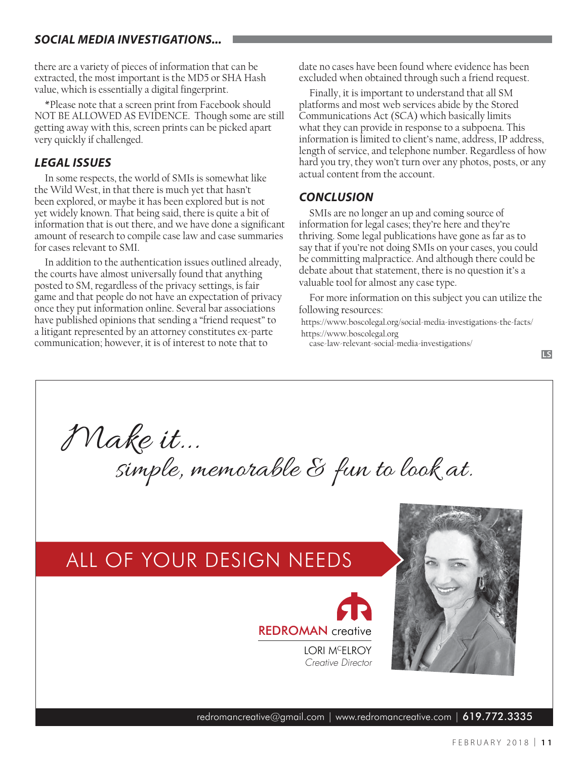there are a variety of pieces of information that can be extracted, the most important is the MD5 or SHA Hash value, which is essentially a digital fingerprint.

*Please note that a screen print from Facebook should NOT BE ALLOWED AS EVIDENCE. Though some are still getting away with this, screen prints can be picked apart very quickly if challenged.

### LEGAL ISSUES

In some respects, the world of SMIs is somewhat like the Wild West, in that there is much yet that hasn't been explored, or maybe it has been explored but is not yet widely known. That being said, there is quite a bit of information that is out there, and we have done a significant amount of research to compile case law and case summaries for cases relevant to SMI.

In addition to the authentication issues outlined already, the courts have almost universally found that anything posted to SM, regardless of the privacy settings, is fair game and that people do not have an expectation of privacy once they put information online. Several bar associations have published opinions that sending a "friend request" to a litigant represented by an attorney constitutes ex-parte communication; however, it is of interest to note that to date no cases have been found where evidence has been excluded when obtained through such a friend request.

Finally, it is important to understand that all SM platforms and most web services abide by the Stored Communications Act (SCA) which basically limits what they can provide in response to a subpoena. This information is limited to client's name, address, IP address, length of service, and telephone number. Regardless of how hard you try, they won't turn over any photos, posts, or any actual content from the account.

### CONCLUSION

SMIs are no longer an up and coming source of information for legal cases; they're here and they're thriving. Some legal publications have gone as far as to say that if you're not doing SMIs on your cases, you could be committing malpractice. And although there could be debate about that statement, there is no question it's a valuable tool for almost any case type.

For more information on this subject you can utilize the following resources:

https://www.boscolegal.org/social-media-investigations-the-facts/
https://www.boscolegal.org
case-law-relevant-social-media-investigations/

LS

*Make it...*
*simple, memorable & fun to look at.*

ALL OF YOUR DESIGN NEEDS

REDROMAN creative

LORI McELROY
*Creative Director*

redromancreative@gmail.com | www.redromancreative.com | 619.772.3335